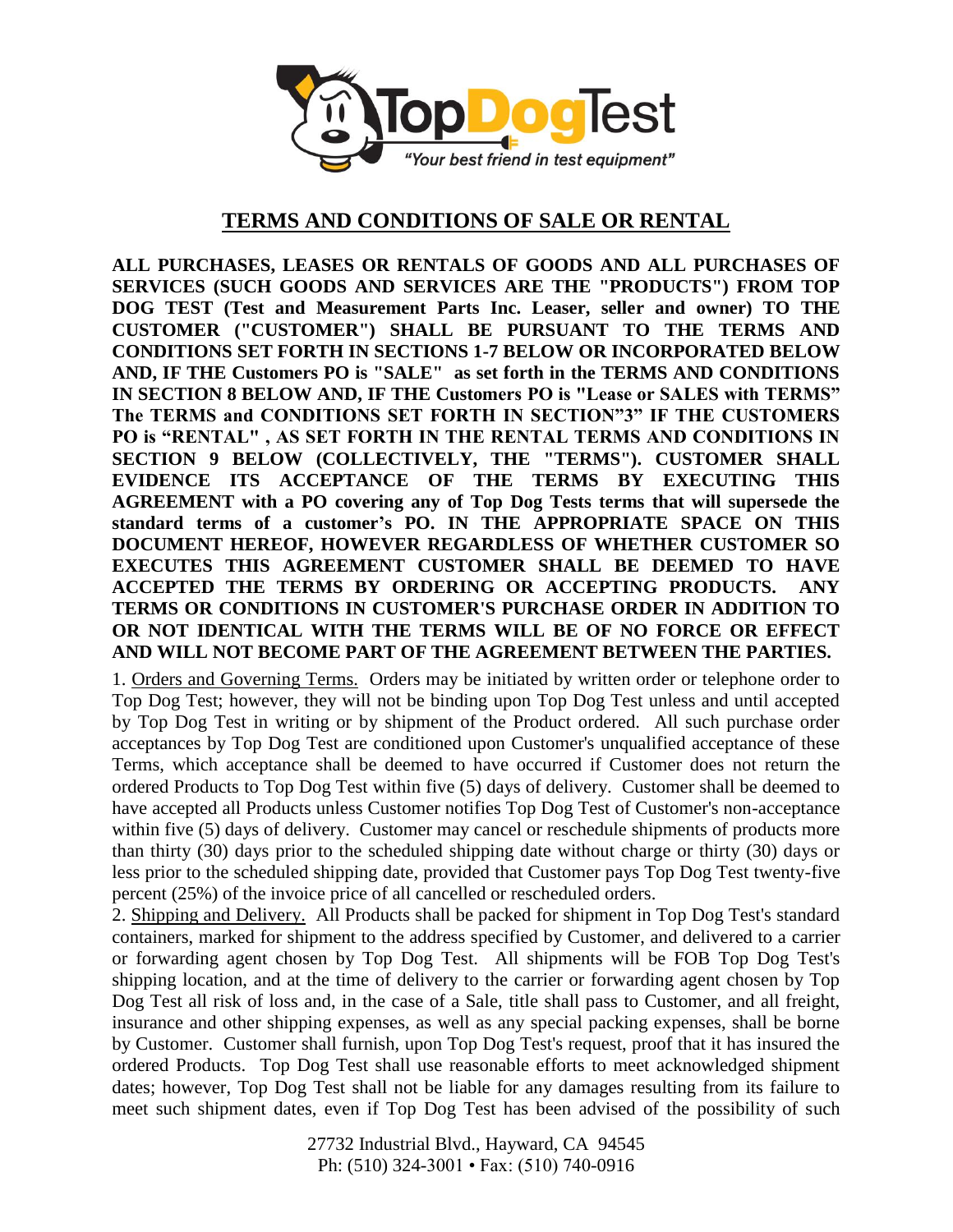TopDogTest

*"Your best friend in test equipment"*

# TERMS AND CONDITIONS OF SALE OR RENTAL

**ALL PURCHASES, LEASES OR RENTALS OF GOODS AND ALL PURCHASES OF SERVICES (SUCH GOODS AND SERVICES ARE THE "PRODUCTS") FROM TOP DOG TEST (Test and Measurement Parts Inc. Leaser, seller and owner) TO THE CUSTOMER ("CUSTOMER") SHALL BE PURSUANT TO THE TERMS AND CONDITIONS SET FORTH IN SECTIONS 1-7 BELOW OR INCORPORATED BELOW AND, IF THE Customers PO is "SALE" as set forth in the TERMS AND CONDITIONS IN SECTION 8 BELOW AND, IF THE Customers PO is "Lease or SALES with TERMS" The TERMS and CONDITIONS SET FORTH IN SECTION"3" IF THE CUSTOMERS PO is "RENTAL" , AS SET FORTH IN THE RENTAL TERMS AND CONDITIONS IN SECTION 9 BELOW (COLLECTIVELY, THE "TERMS"). CUSTOMER SHALL EVIDENCE ITS ACCEPTANCE OF THE TERMS BY EXECUTING THIS AGREEMENT with a PO covering any of Top Dog Tests terms that will supersede the standard terms of a customer's PO. IN THE APPROPRIATE SPACE ON THIS DOCUMENT HEREOF, HOWEVER REGARDLESS OF WHETHER CUSTOMER SO EXECUTES THIS AGREEMENT CUSTOMER SHALL BE DEEMED TO HAVE ACCEPTED THE TERMS BY ORDERING OR ACCEPTING PRODUCTS. ANY TERMS OR CONDITIONS IN CUSTOMER'S PURCHASE ORDER IN ADDITION TO OR NOT IDENTICAL WITH THE TERMS WILL BE OF NO FORCE OR EFFECT AND WILL NOT BECOME PART OF THE AGREEMENT BETWEEN THE PARTIES.**

1. Orders and Governing Terms. Orders may be initiated by written order or telephone order to Top Dog Test; however, they will not be binding upon Top Dog Test unless and until accepted by Top Dog Test in writing or by shipment of the Product ordered. All such purchase order acceptances by Top Dog Test are conditioned upon Customer's unqualified acceptance of these Terms, which acceptance shall be deemed to have occurred if Customer does not return the ordered Products to Top Dog Test within five (5) days of delivery. Customer shall be deemed to have accepted all Products unless Customer notifies Top Dog Test of Customer's non-acceptance within five (5) days of delivery. Customer may cancel or reschedule shipments of products more than thirty (30) days prior to the scheduled shipping date without charge or thirty (30) days or less prior to the scheduled shipping date, provided that Customer pays Top Dog Test twenty-five percent (25%) of the invoice price of all cancelled or rescheduled orders.

2. Shipping and Delivery. All Products shall be packed for shipment in Top Dog Test's standard containers, marked for shipment to the address specified by Customer, and delivered to a carrier or forwarding agent chosen by Top Dog Test. All shipments will be FOB Top Dog Test's shipping location, and at the time of delivery to the carrier or forwarding agent chosen by Top Dog Test all risk of loss and, in the case of a Sale, title shall pass to Customer, and all freight, insurance and other shipping expenses, as well as any special packing expenses, shall be borne by Customer. Customer shall furnish, upon Top Dog Test's request, proof that it has insured the ordered Products. Top Dog Test shall use reasonable efforts to meet acknowledged shipment dates; however, Top Dog Test shall not be liable for any damages resulting from its failure to meet such shipment dates, even if Top Dog Test has been advised of the possibility of such

27732 Industrial Blvd., Hayward, CA 94545
Ph: (510) 324-3001 • Fax: (510) 740-0916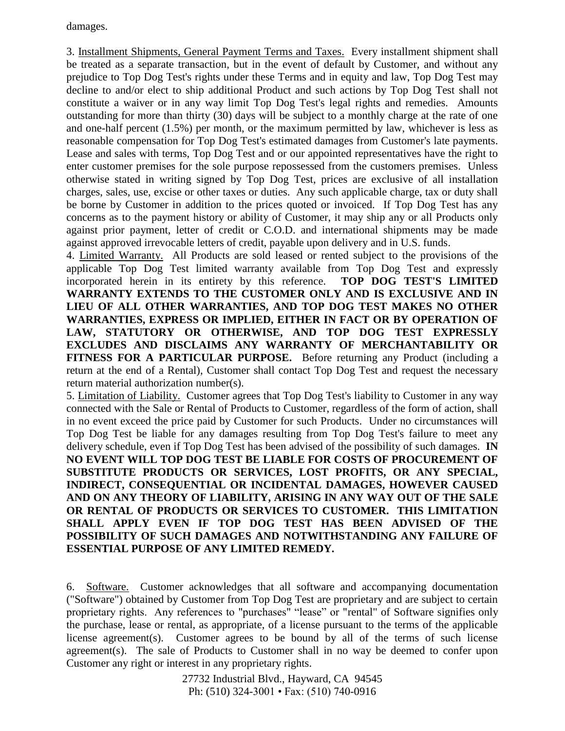damages.

3. Installment Shipments, General Payment Terms and Taxes. Every installment shipment shall be treated as a separate transaction, but in the event of default by Customer, and without any prejudice to Top Dog Test's rights under these Terms and in equity and law, Top Dog Test may decline to and/or elect to ship additional Product and such actions by Top Dog Test shall not constitute a waiver or in any way limit Top Dog Test's legal rights and remedies. Amounts outstanding for more than thirty (30) days will be subject to a monthly charge at the rate of one and one-half percent (1.5%) per month, or the maximum permitted by law, whichever is less as reasonable compensation for Top Dog Test's estimated damages from Customer's late payments. Lease and sales with terms, Top Dog Test and or our appointed representatives have the right to enter customer premises for the sole purpose repossessed from the customers premises. Unless otherwise stated in writing signed by Top Dog Test, prices are exclusive of all installation charges, sales, use, excise or other taxes or duties. Any such applicable charge, tax or duty shall be borne by Customer in addition to the prices quoted or invoiced. If Top Dog Test has any concerns as to the payment history or ability of Customer, it may ship any or all Products only against prior payment, letter of credit or C.O.D. and international shipments may be made against approved irrevocable letters of credit, payable upon delivery and in U.S. funds.

4. Limited Warranty. All Products are sold leased or rented subject to the provisions of the applicable Top Dog Test limited warranty available from Top Dog Test and expressly incorporated herein in its entirety by this reference. **TOP DOG TEST'S LIMITED WARRANTY EXTENDS TO THE CUSTOMER ONLY AND IS EXCLUSIVE AND IN LIEU OF ALL OTHER WARRANTIES, AND TOP DOG TEST MAKES NO OTHER WARRANTIES, EXPRESS OR IMPLIED, EITHER IN FACT OR BY OPERATION OF LAW, STATUTORY OR OTHERWISE, AND TOP DOG TEST EXPRESSLY EXCLUDES AND DISCLAIMS ANY WARRANTY OF MERCHANTABILITY OR FITNESS FOR A PARTICULAR PURPOSE.** Before returning any Product (including a return at the end of a Rental), Customer shall contact Top Dog Test and request the necessary return material authorization number(s).

5. Limitation of Liability. Customer agrees that Top Dog Test's liability to Customer in any way connected with the Sale or Rental of Products to Customer, regardless of the form of action, shall in no event exceed the price paid by Customer for such Products. Under no circumstances will Top Dog Test be liable for any damages resulting from Top Dog Test's failure to meet any delivery schedule, even if Top Dog Test has been advised of the possibility of such damages. **IN NO EVENT WILL TOP DOG TEST BE LIABLE FOR COSTS OF PROCUREMENT OF SUBSTITUTE PRODUCTS OR SERVICES, LOST PROFITS, OR ANY SPECIAL, INDIRECT, CONSEQUENTIAL OR INCIDENTAL DAMAGES, HOWEVER CAUSED AND ON ANY THEORY OF LIABILITY, ARISING IN ANY WAY OUT OF THE SALE OR RENTAL OF PRODUCTS OR SERVICES TO CUSTOMER. THIS LIMITATION SHALL APPLY EVEN IF TOP DOG TEST HAS BEEN ADVISED OF THE POSSIBILITY OF SUCH DAMAGES AND NOTWITHSTANDING ANY FAILURE OF ESSENTIAL PURPOSE OF ANY LIMITED REMEDY.**

6. Software. Customer acknowledges that all software and accompanying documentation ("Software") obtained by Customer from Top Dog Test are proprietary and are subject to certain proprietary rights. Any references to "purchases" "lease" or "rental" of Software signifies only the purchase, lease or rental, as appropriate, of a license pursuant to the terms of the applicable license agreement(s). Customer agrees to be bound by all of the terms of such license agreement(s). The sale of Products to Customer shall in no way be deemed to confer upon Customer any right or interest in any proprietary rights.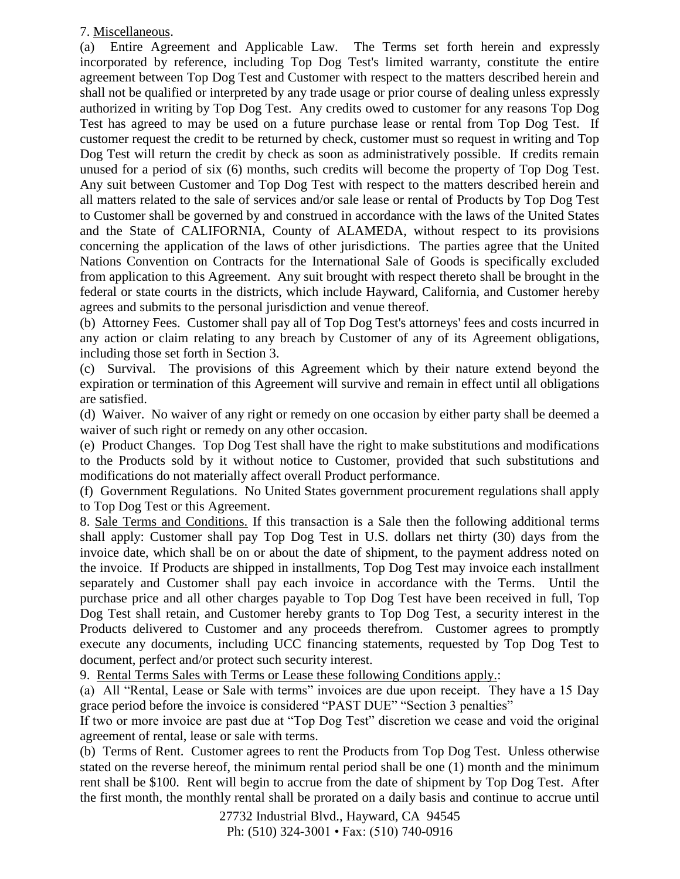7. Miscellaneous.

(a) Entire Agreement and Applicable Law. The Terms set forth herein and expressly incorporated by reference, including Top Dog Test's limited warranty, constitute the entire agreement between Top Dog Test and Customer with respect to the matters described herein and shall not be qualified or interpreted by any trade usage or prior course of dealing unless expressly authorized in writing by Top Dog Test. Any credits owed to customer for any reasons Top Dog Test has agreed to may be used on a future purchase lease or rental from Top Dog Test. If customer request the credit to be returned by check, customer must so request in writing and Top Dog Test will return the credit by check as soon as administratively possible. If credits remain unused for a period of six (6) months, such credits will become the property of Top Dog Test. Any suit between Customer and Top Dog Test with respect to the matters described herein and all matters related to the sale of services and/or sale lease or rental of Products by Top Dog Test to Customer shall be governed by and construed in accordance with the laws of the United States and the State of CALIFORNIA, County of ALAMEDA, without respect to its provisions concerning the application of the laws of other jurisdictions. The parties agree that the United Nations Convention on Contracts for the International Sale of Goods is specifically excluded from application to this Agreement. Any suit brought with respect thereto shall be brought in the federal or state courts in the districts, which include Hayward, California, and Customer hereby agrees and submits to the personal jurisdiction and venue thereof.

(b) Attorney Fees. Customer shall pay all of Top Dog Test's attorneys' fees and costs incurred in any action or claim relating to any breach by Customer of any of its Agreement obligations, including those set forth in Section 3.

(c) Survival. The provisions of this Agreement which by their nature extend beyond the expiration or termination of this Agreement will survive and remain in effect until all obligations are satisfied.

(d) Waiver. No waiver of any right or remedy on one occasion by either party shall be deemed a waiver of such right or remedy on any other occasion.

(e) Product Changes. Top Dog Test shall have the right to make substitutions and modifications to the Products sold by it without notice to Customer, provided that such substitutions and modifications do not materially affect overall Product performance.

(f) Government Regulations. No United States government procurement regulations shall apply to Top Dog Test or this Agreement.

8. Sale Terms and Conditions. If this transaction is a Sale then the following additional terms shall apply: Customer shall pay Top Dog Test in U.S. dollars net thirty (30) days from the invoice date, which shall be on or about the date of shipment, to the payment address noted on the invoice. If Products are shipped in installments, Top Dog Test may invoice each installment separately and Customer shall pay each invoice in accordance with the Terms. Until the purchase price and all other charges payable to Top Dog Test have been received in full, Top Dog Test shall retain, and Customer hereby grants to Top Dog Test, a security interest in the Products delivered to Customer and any proceeds therefrom. Customer agrees to promptly execute any documents, including UCC financing statements, requested by Top Dog Test to document, perfect and/or protect such security interest.

9. Rental Terms Sales with Terms or Lease these following Conditions apply.:

(a) All "Rental, Lease or Sale with terms" invoices are due upon receipt. They have a 15 Day grace period before the invoice is considered "PAST DUE" "Section 3 penalties"

If two or more invoice are past due at "Top Dog Test" discretion we cease and void the original agreement of rental, lease or sale with terms.

(b) Terms of Rent. Customer agrees to rent the Products from Top Dog Test. Unless otherwise stated on the reverse hereof, the minimum rental period shall be one (1) month and the minimum rent shall be $100. Rent will begin to accrue from the date of shipment by Top Dog Test. After the first month, the monthly rental shall be prorated on a daily basis and continue to accrue until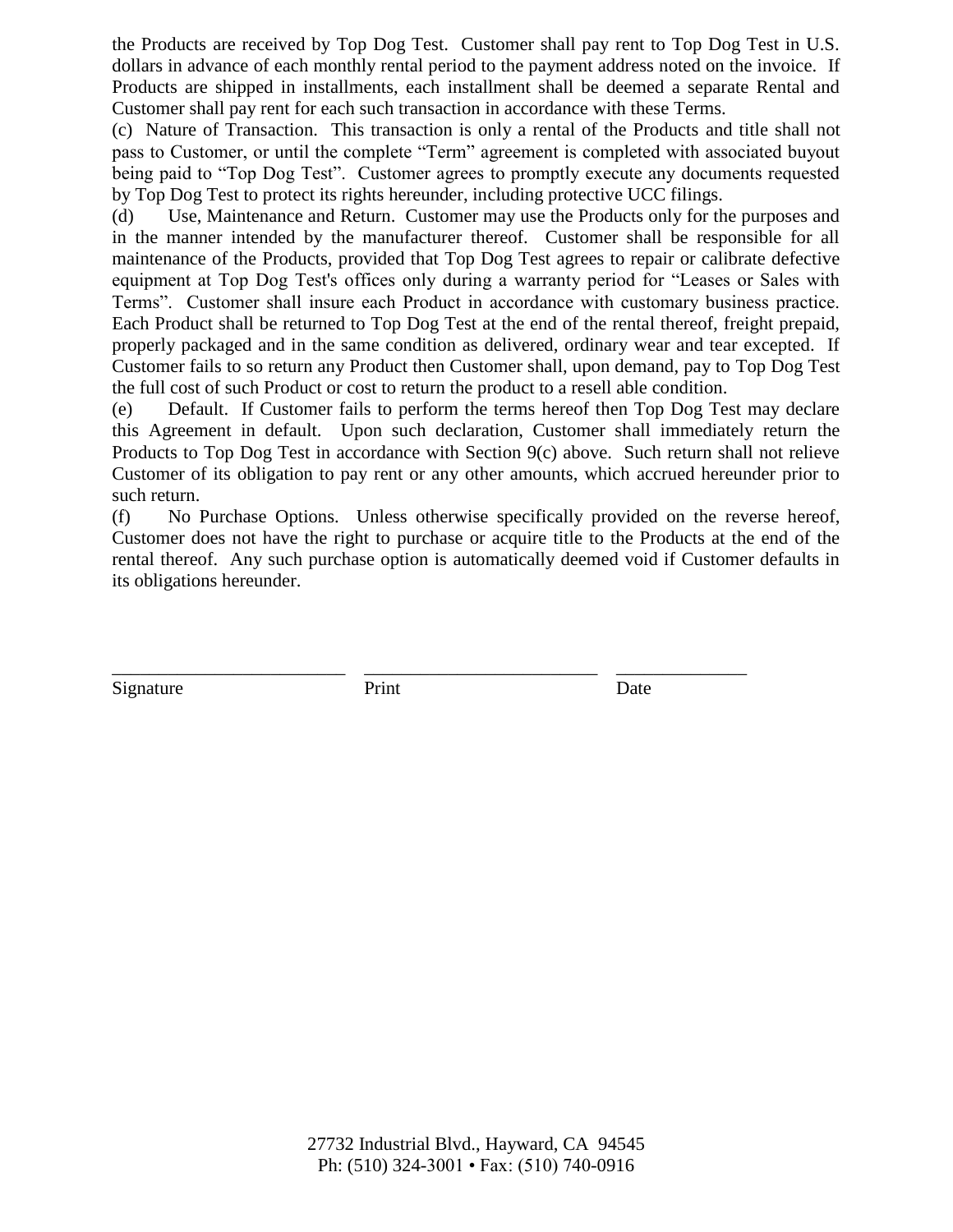the Products are received by Top Dog Test. Customer shall pay rent to Top Dog Test in U.S. dollars in advance of each monthly rental period to the payment address noted on the invoice. If Products are shipped in installments, each installment shall be deemed a separate Rental and Customer shall pay rent for each such transaction in accordance with these Terms.

(c) Nature of Transaction. This transaction is only a rental of the Products and title shall not pass to Customer, or until the complete "Term" agreement is completed with associated buyout being paid to "Top Dog Test". Customer agrees to promptly execute any documents requested by Top Dog Test to protect its rights hereunder, including protective UCC filings.

(d) Use, Maintenance and Return. Customer may use the Products only for the purposes and in the manner intended by the manufacturer thereof. Customer shall be responsible for all maintenance of the Products, provided that Top Dog Test agrees to repair or calibrate defective equipment at Top Dog Test's offices only during a warranty period for "Leases or Sales with Terms". Customer shall insure each Product in accordance with customary business practice. Each Product shall be returned to Top Dog Test at the end of the rental thereof, freight prepaid, properly packaged and in the same condition as delivered, ordinary wear and tear excepted. If Customer fails to so return any Product then Customer shall, upon demand, pay to Top Dog Test the full cost of such Product or cost to return the product to a resell able condition.

(e) Default. If Customer fails to perform the terms hereof then Top Dog Test may declare this Agreement in default. Upon such declaration, Customer shall immediately return the Products to Top Dog Test in accordance with Section 9(c) above. Such return shall not relieve Customer of its obligation to pay rent or any other amounts, which accrued hereunder prior to such return.

(f) No Purchase Options. Unless otherwise specifically provided on the reverse hereof, Customer does not have the right to purchase or acquire title to the Products at the end of the rental thereof. Any such purchase option is automatically deemed void if Customer defaults in its obligations hereunder.

\_\_\_\_\_\_\_\_\_\_\_\_\_\_\_\_\_\_\_\_\_\_\_\_\_\_ \_\_\_\_\_\_\_\_\_\_\_\_\_\_\_\_\_\_\_\_\_\_\_\_\_\_ \_\_\_\_\_\_\_\_\_\_\_\_\_\_

Signature Print Date

27732 Industrial Blvd., Hayward, CA 94545
Ph: (510) 324-3001 • Fax: (510) 740-0916